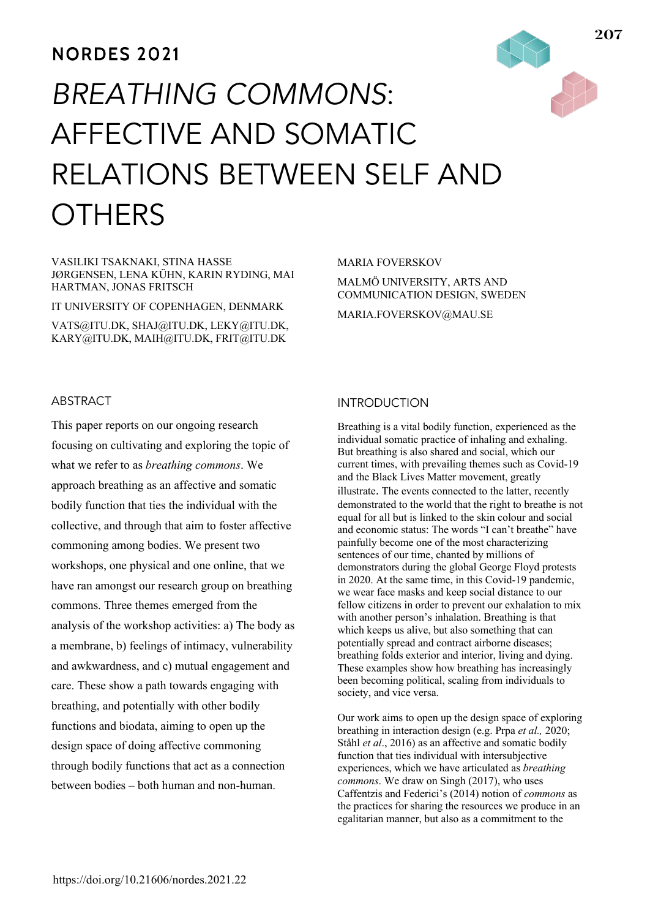NORDES 2021

# *BREATHING COMMONS*: AFFECTIVE AND SOMATIC RELATIONS BETWEEN SELF AND OTHERS

VASILIKI TSAKNAKI, STINA HASSE JØRGENSEN, LENA KÜHN, KARIN RYDING, MAI HARTMAN, JONAS FRITSCH

IT UNIVERSITY OF COPENHAGEN, DENMARK

VATS@ITU.DK, SHAJ@ITU.DK, LEKY@ITU.DK, KARY@ITU.DK, MAIH@ITU.DK, FRIT@ITU.DK

MARIA FOVERSKOV

MALMÖ UNIVERSITY, ARTS AND COMMUNICATION DESIGN, SWEDEN

MARIA.FOVERSKOV@MAU.SE

## ABSTRACT

This paper reports on our ongoing research focusing on cultivating and exploring the topic of what we refer to as *breathing commons*. We approach breathing as an affective and somatic bodily function that ties the individual with the collective, and through that aim to foster affective commoning among bodies. We present two workshops, one physical and one online, that we have ran amongst our research group on breathing commons. Three themes emerged from the analysis of the workshop activities: a) The body as a membrane, b) feelings of intimacy, vulnerability and awkwardness, and c) mutual engagement and care. These show a path towards engaging with breathing, and potentially with other bodily functions and biodata, aiming to open up the design space of doing affective commoning through bodily functions that act as a connection between bodies – both human and non-human.

## INTRODUCTION

Breathing is a vital bodily function, experienced as the individual somatic practice of inhaling and exhaling. But breathing is also shared and social, which our current times, with prevailing themes such as Covid-19 and the Black Lives Matter movement, greatly illustrate. The events connected to the latter, recently demonstrated to the world that the right to breathe is not equal for all but is linked to the skin colour and social and economic status: The words "I can't breathe" have painfully become one of the most characterizing sentences of our time, chanted by millions of demonstrators during the global George Floyd protests in 2020. At the same time, in this Covid-19 pandemic, we wear face masks and keep social distance to our fellow citizens in order to prevent our exhalation to mix with another person's inhalation. Breathing is that which keeps us alive, but also something that can potentially spread and contract airborne diseases; breathing folds exterior and interior, living and dying. These examples show how breathing has increasingly been becoming political, scaling from individuals to society, and vice versa.

Our work aims to open up the design space of exploring breathing in interaction design (e.g. Prpa *et al.,* 2020; Ståhl *et al*., 2016) as an affective and somatic bodily function that ties individual with intersubjective experiences, which we have articulated as *breathing commons*. We draw on Singh (2017), who uses Caffentzis and Federici's (2014) notion of *commons* as the practices for sharing the resources we produce in an egalitarian manner, but also as a commitment to the

https://doi.org/10.21606/nordes.2021.22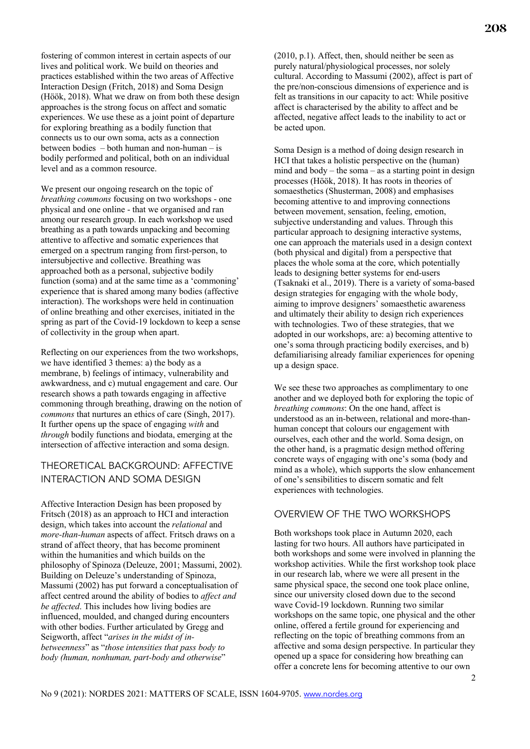fostering of common interest in certain aspects of our lives and political work. We build on theories and practices established within the two areas of Affective Interaction Design (Fritch, 2018) and Soma Design (Höök, 2018). What we draw on from both these design approaches is the strong focus on affect and somatic experiences. We use these as a joint point of departure for exploring breathing as a bodily function that connects us to our own soma, acts as a connection between bodies – both human and non-human – is bodily performed and political, both on an individual level and as a common resource.

We present our ongoing research on the topic of *breathing commons* focusing on two workshops - one physical and one online - that we organised and ran among our research group. In each workshop we used breathing as a path towards unpacking and becoming attentive to affective and somatic experiences that emerged on a spectrum ranging from first-person, to intersubjective and collective. Breathing was approached both as a personal, subjective bodily function (soma) and at the same time as a 'commoning' experience that is shared among many bodies (affective interaction). The workshops were held in continuation of online breathing and other exercises, initiated in the spring as part of the Covid-19 lockdown to keep a sense of collectivity in the group when apart.

Reflecting on our experiences from the two workshops, we have identified 3 themes: a) the body as a membrane, b) feelings of intimacy, vulnerability and awkwardness, and c) mutual engagement and care. Our research shows a path towards engaging in affective commoning through breathing, drawing on the notion of *commons* that nurtures an ethics of care (Singh, 2017). It further opens up the space of engaging *with* and *through* bodily functions and biodata, emerging at the intersection of affective interaction and soma design.

## THEORETICAL BACKGROUND: AFFECTIVE INTERACTION AND SOMA DESIGN

Affective Interaction Design has been proposed by Fritsch (2018) as an approach to HCI and interaction design, which takes into account the *relational* and *more-than-human* aspects of affect. Fritsch draws on a strand of affect theory, that has become prominent within the humanities and which builds on the philosophy of Spinoza (Deleuze, 2001; Massumi, 2002). Building on Deleuze's understanding of Spinoza, Massumi (2002) has put forward a conceptualisation of affect centred around the ability of bodies to *affect and be affected*. This includes how living bodies are influenced, moulded, and changed during encounters with other bodies. Further articulated by Gregg and Seigworth, affect "*arises in the midst of in-betweenness*" as "*those intensities that pass body to body (human, nonhuman, part-body and otherwise*" (2010, p.1). Affect, then, should neither be seen as purely natural/physiological processes, nor solely cultural. According to Massumi (2002), affect is part of the pre/non-conscious dimensions of experience and is felt as transitions in our capacity to act: While positive affect is characterised by the ability to affect and be affected, negative affect leads to the inability to act or be acted upon.

Soma Design is a method of doing design research in HCI that takes a holistic perspective on the (human) mind and body – the soma – as a starting point in design processes (Höök, 2018). It has roots in theories of somaesthetics (Shusterman, 2008) and emphasises becoming attentive to and improving connections between movement, sensation, feeling, emotion, subjective understanding and values. Through this particular approach to designing interactive systems, one can approach the materials used in a design context (both physical and digital) from a perspective that places the whole soma at the core, which potentially leads to designing better systems for end-users (Tsaknaki et al., 2019). There is a variety of soma-based design strategies for engaging with the whole body, aiming to improve designers' somaesthetic awareness and ultimately their ability to design rich experiences with technologies. Two of these strategies, that we adopted in our workshops, are: a) becoming attentive to one's soma through practicing bodily exercises, and b) defamiliarising already familiar experiences for opening up a design space.

We see these two approaches as complimentary to one another and we deployed both for exploring the topic of *breathing commons*: On the one hand, affect is understood as an in-between, relational and more-than-human concept that colours our engagement with ourselves, each other and the world. Soma design, on the other hand, is a pragmatic design method offering concrete ways of engaging with one's soma (body and mind as a whole), which supports the slow enhancement of one's sensibilities to discern somatic and felt experiences with technologies.

## OVERVIEW OF THE TWO WORKSHOPS

Both workshops took place in Autumn 2020, each lasting for two hours. All authors have participated in both workshops and some were involved in planning the workshop activities. While the first workshop took place in our research lab, where we were all present in the same physical space, the second one took place online, since our university closed down due to the second wave Covid-19 lockdown. Running two similar workshops on the same topic, one physical and the other online, offered a fertile ground for experiencing and reflecting on the topic of breathing commons from an affective and soma design perspective. In particular they opened up a space for considering how breathing can offer a concrete lens for becoming attentive to our own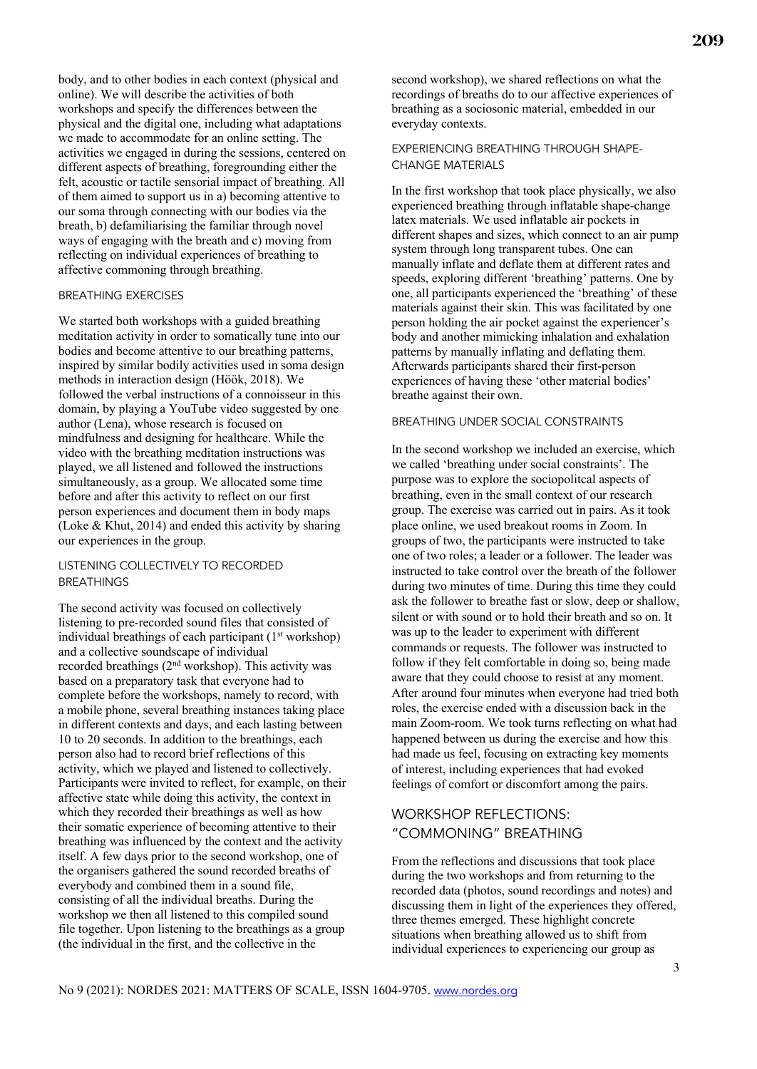body, and to other bodies in each context (physical and online). We will describe the activities of both workshops and specify the differences between the physical and the digital one, including what adaptations we made to accommodate for an online setting. The activities we engaged in during the sessions, centered on different aspects of breathing, foregrounding either the felt, acoustic or tactile sensorial impact of breathing. All of them aimed to support us in a) becoming attentive to our soma through connecting with our bodies via the breath, b) defamiliarising the familiar through novel ways of engaging with the breath and c) moving from reflecting on individual experiences of breathing to affective commoning through breathing.

### BREATHING EXERCISES

We started both workshops with a guided breathing meditation activity in order to somatically tune into our bodies and become attentive to our breathing patterns, inspired by similar bodily activities used in soma design methods in interaction design (Höök, 2018). We followed the verbal instructions of a connoisseur in this domain, by playing a YouTube video suggested by one author (Lena), whose research is focused on mindfulness and designing for healthcare. While the video with the breathing meditation instructions was played, we all listened and followed the instructions simultaneously, as a group. We allocated some time before and after this activity to reflect on our first person experiences and document them in body maps (Loke & Khut, 2014) and ended this activity by sharing our experiences in the group.

### LISTENING COLLECTIVELY TO RECORDED BREATHINGS

The second activity was focused on collectively listening to pre-recorded sound files that consisted of individual breathings of each participant (1st workshop) and a collective soundscape of individual recorded breathings (2nd workshop). This activity was based on a preparatory task that everyone had to complete before the workshops, namely to record, with a mobile phone, several breathing instances taking place in different contexts and days, and each lasting between 10 to 20 seconds. In addition to the breathings, each person also had to record brief reflections of this activity, which we played and listened to collectively. Participants were invited to reflect, for example, on their affective state while doing this activity, the context in which they recorded their breathings as well as how their somatic experience of becoming attentive to their breathing was influenced by the context and the activity itself. A few days prior to the second workshop, one of the organisers gathered the sound recorded breaths of everybody and combined them in a sound file, consisting of all the individual breaths. During the workshop we then all listened to this compiled sound file together. Upon listening to the breathings as a group (the individual in the first, and the collective in the second workshop), we shared reflections on what the recordings of breaths do to our affective experiences of breathing as a sociosonic material, embedded in our everyday contexts.

### EXPERIENCING BREATHING THROUGH SHAPE-CHANGE MATERIALS

In the first workshop that took place physically, we also experienced breathing through inflatable shape-change latex materials. We used inflatable air pockets in different shapes and sizes, which connect to an air pump system through long transparent tubes. One can manually inflate and deflate them at different rates and speeds, exploring different 'breathing' patterns. One by one, all participants experienced the 'breathing' of these materials against their skin. This was facilitated by one person holding the air pocket against the experiencer's body and another mimicking inhalation and exhalation patterns by manually inflating and deflating them. Afterwards participants shared their first-person experiences of having these 'other material bodies' breathe against their own.

### BREATHING UNDER SOCIAL CONSTRAINTS

In the second workshop we included an exercise, which we called 'breathing under social constraints'. The purpose was to explore the sociopolitcal aspects of breathing, even in the small context of our research group. The exercise was carried out in pairs. As it took place online, we used breakout rooms in Zoom. In groups of two, the participants were instructed to take one of two roles; a leader or a follower. The leader was instructed to take control over the breath of the follower during two minutes of time. During this time they could ask the follower to breathe fast or slow, deep or shallow, silent or with sound or to hold their breath and so on. It was up to the leader to experiment with different commands or requests. The follower was instructed to follow if they felt comfortable in doing so, being made aware that they could choose to resist at any moment. After around four minutes when everyone had tried both roles, the exercise ended with a discussion back in the main Zoom-room. We took turns reflecting on what had happened between us during the exercise and how this had made us feel, focusing on extracting key moments of interest, including experiences that had evoked feelings of comfort or discomfort among the pairs.

## WORKSHOP REFLECTIONS: "COMMONING" BREATHING

From the reflections and discussions that took place during the two workshops and from returning to the recorded data (photos, sound recordings and notes) and discussing them in light of the experiences they offered, three themes emerged. These highlight concrete situations when breathing allowed us to shift from individual experiences to experiencing our group as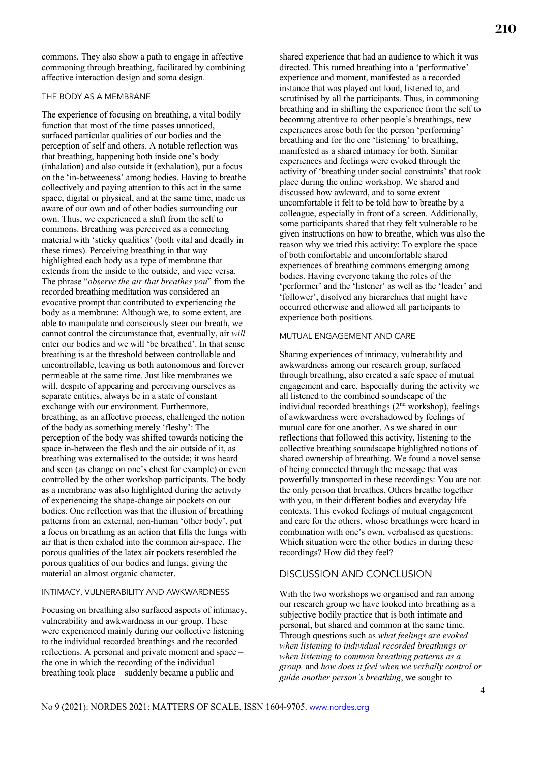commons. They also show a path to engage in affective commoning through breathing, facilitated by combining affective interaction design and soma design.

### THE BODY AS A MEMBRANE

The experience of focusing on breathing, a vital bodily function that most of the time passes unnoticed, surfaced particular qualities of our bodies and the perception of self and others. A notable reflection was that breathing, happening both inside one's body (inhalation) and also outside it (exhalation), put a focus on the 'in-betweeness' among bodies. Having to breathe collectively and paying attention to this act in the same space, digital or physical, and at the same time, made us aware of our own and of other bodies surrounding our own. Thus, we experienced a shift from the self to commons. Breathing was perceived as a connecting material with 'sticky qualities' (both vital and deadly in these times). Perceiving breathing in that way highlighted each body as a type of membrane that extends from the inside to the outside, and vice versa. The phrase "*observe the air that breathes you*" from the recorded breathing meditation was considered an evocative prompt that contributed to experiencing the body as a membrane: Although we, to some extent, are able to manipulate and consciously steer our breath, we cannot control the circumstance that, eventually, air *will* enter our bodies and we will 'be breathed'. In that sense breathing is at the threshold between controllable and uncontrollable, leaving us both autonomous and forever permeable at the same time. Just like membranes we will, despite of appearing and perceiving ourselves as separate entities, always be in a state of constant exchange with our environment. Furthermore, breathing, as an affective process, challenged the notion of the body as something merely 'fleshy': The perception of the body was shifted towards noticing the space in-between the flesh and the air outside of it, as breathing was externalised to the outside; it was heard and seen (as change on one's chest for example) or even controlled by the other workshop participants. The body as a membrane was also highlighted during the activity of experiencing the shape-change air pockets on our bodies. One reflection was that the illusion of breathing patterns from an external, non-human 'other body', put a focus on breathing as an action that fills the lungs with air that is then exhaled into the common air-space. The porous qualities of the latex air pockets resembled the porous qualities of our bodies and lungs, giving the material an almost organic character.

### INTIMACY, VULNERABILITY AND AWKWARDNESS

Focusing on breathing also surfaced aspects of intimacy, vulnerability and awkwardness in our group. These were experienced mainly during our collective listening to the individual recorded breathings and the recorded reflections. A personal and private moment and space – the one in which the recording of the individual breathing took place – suddenly became a public and shared experience that had an audience to which it was directed. This turned breathing into a 'performative' experience and moment, manifested as a recorded instance that was played out loud, listened to, and scrutinised by all the participants. Thus, in commoning breathing and in shifting the experience from the self to becoming attentive to other people's breathings, new experiences arose both for the person 'performing' breathing and for the one 'listening' to breathing, manifested as a shared intimacy for both. Similar experiences and feelings were evoked through the activity of 'breathing under social constraints' that took place during the online workshop. We shared and discussed how awkward, and to some extent uncomfortable it felt to be told how to breathe by a colleague, especially in front of a screen. Additionally, some participants shared that they felt vulnerable to be given instructions on how to breathe, which was also the reason why we tried this activity: To explore the space of both comfortable and uncomfortable shared experiences of breathing commons emerging among bodies. Having everyone taking the roles of the 'performer' and the 'listener' as well as the 'leader' and 'follower', disolved any hierarchies that might have occurred otherwise and allowed all participants to experience both positions.

### MUTUAL ENGAGEMENT AND CARE

Sharing experiences of intimacy, vulnerability and awkwardness among our research group, surfaced through breathing, also created a safe space of mutual engagement and care. Especially during the activity we all listened to the combined soundscape of the individual recorded breathings (2nd workshop), feelings of awkwardness were overshadowed by feelings of mutual care for one another. As we shared in our reflections that followed this activity, listening to the collective breathing soundscape highlighted notions of shared ownership of breathing. We found a novel sense of being connected through the message that was powerfully transported in these recordings: You are not the only person that breathes. Others breathe together with you, in their different bodies and everyday life contexts. This evoked feelings of mutual engagement and care for the others, whose breathings were heard in combination with one's own, verbalised as questions: Which situation were the other bodies in during these recordings? How did they feel?

## DISCUSSION AND CONCLUSION

With the two workshops we organised and ran among our research group we have looked into breathing as a subjective bodily practice that is both intimate and personal, but shared and common at the same time. Through questions such as *what feelings are evoked when listening to individual recorded breathings or when listening to common breathing patterns as a group,* and *how does it feel when we verbally control or guide another person's breathing*, we sought to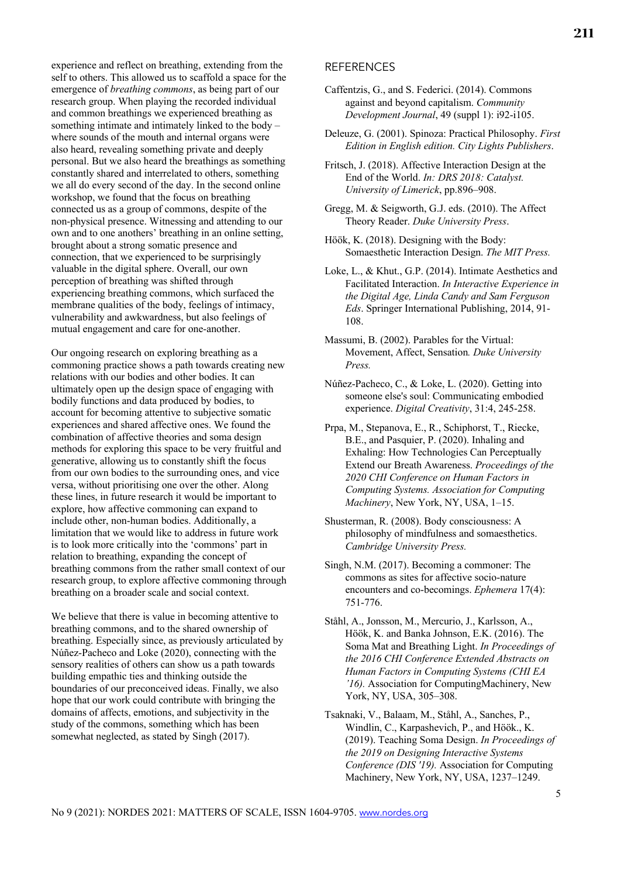experience and reflect on breathing, extending from the self to others. This allowed us to scaffold a space for the emergence of *breathing commons*, as being part of our research group. When playing the recorded individual and common breathings we experienced breathing as something intimate and intimately linked to the body – where sounds of the mouth and internal organs were also heard, revealing something private and deeply personal. But we also heard the breathings as something constantly shared and interrelated to others, something we all do every second of the day. In the second online workshop, we found that the focus on breathing connected us as a group of commons, despite of the non-physical presence. Witnessing and attending to our own and to one anothers' breathing in an online setting, brought about a strong somatic presence and connection, that we experienced to be surprisingly valuable in the digital sphere. Overall, our own perception of breathing was shifted through experiencing breathing commons, which surfaced the membrane qualities of the body, feelings of intimacy, vulnerability and awkwardness, but also feelings of mutual engagement and care for one-another.

Our ongoing research on exploring breathing as a commoning practice shows a path towards creating new relations with our bodies and other bodies. It can ultimately open up the design space of engaging with bodily functions and data produced by bodies, to account for becoming attentive to subjective somatic experiences and shared affective ones. We found the combination of affective theories and soma design methods for exploring this space to be very fruitful and generative, allowing us to constantly shift the focus from our own bodies to the surrounding ones, and vice versa, without prioritising one over the other. Along these lines, in future research it would be important to explore, how affective commoning can expand to include other, non-human bodies. Additionally, a limitation that we would like to address in future work is to look more critically into the 'commons' part in relation to breathing, expanding the concept of breathing commons from the rather small context of our research group, to explore affective commoning through breathing on a broader scale and social context.

We believe that there is value in becoming attentive to breathing commons, and to the shared ownership of breathing. Especially since, as previously articulated by Núñez-Pacheco and Loke (2020), connecting with the sensory realities of others can show us a path towards building empathic ties and thinking outside the boundaries of our preconceived ideas. Finally, we also hope that our work could contribute with bringing the domains of affects, emotions, and subjectivity in the study of the commons, something which has been somewhat neglected, as stated by Singh (2017).

## REFERENCES

Caffentzis, G., and S. Federici. (2014). Commons against and beyond capitalism. *Community Development Journal*, 49 (suppl 1): i92-i105.

Deleuze, G. (2001). Spinoza: Practical Philosophy. *First Edition in English edition. City Lights Publishers*.

Fritsch, J. (2018). Affective Interaction Design at the End of the World. *In: DRS 2018: Catalyst. University of Limerick*, pp.896–908.

Gregg, M. & Seigworth, G.J. eds. (2010). The Affect Theory Reader. *Duke University Press*.

Höök, K. (2018). Designing with the Body: Somaesthetic Interaction Design. *The MIT Press.*

Loke, L., & Khut., G.P. (2014). Intimate Aesthetics and Facilitated Interaction. *In Interactive Experience in the Digital Age, Linda Candy and Sam Ferguson Eds*. Springer International Publishing, 2014, 91-108.

Massumi, B. (2002). Parables for the Virtual: Movement, Affect, Sensation*. Duke University Press.*

Núñez-Pacheco, C., & Loke, L. (2020). Getting into someone else's soul: Communicating embodied experience. *Digital Creativity*, 31:4, 245-258.

Prpa, M., Stepanova, E., R., Schiphorst, T., Riecke, B.E., and Pasquier, P. (2020). Inhaling and Exhaling: How Technologies Can Perceptually Extend our Breath Awareness. *Proceedings of the 2020 CHI Conference on Human Factors in Computing Systems. Association for Computing Machinery*, New York, NY, USA, 1–15.

Shusterman, R. (2008). Body consciousness: A philosophy of mindfulness and somaesthetics. *Cambridge University Press.*

Singh, N.M. (2017). Becoming a commoner: The commons as sites for affective socio-nature encounters and co-becomings. *Ephemera* 17(4): 751-776.

Ståhl, A., Jonsson, M., Mercurio, J., Karlsson, A., Höök, K. and Banka Johnson, E.K. (2016). The Soma Mat and Breathing Light. *In Proceedings of the 2016 CHI Conference Extended Abstracts on Human Factors in Computing Systems (CHI EA '16).* Association for ComputingMachinery, New York, NY, USA, 305–308.

Tsaknaki, V., Balaam, M., Ståhl, A., Sanches, P., Windlin, C., Karpashevich, P., and Höök., K. (2019). Teaching Soma Design. *In Proceedings of the 2019 on Designing Interactive Systems Conference (DIS '19).* Association for Computing Machinery, New York, NY, USA, 1237–1249.